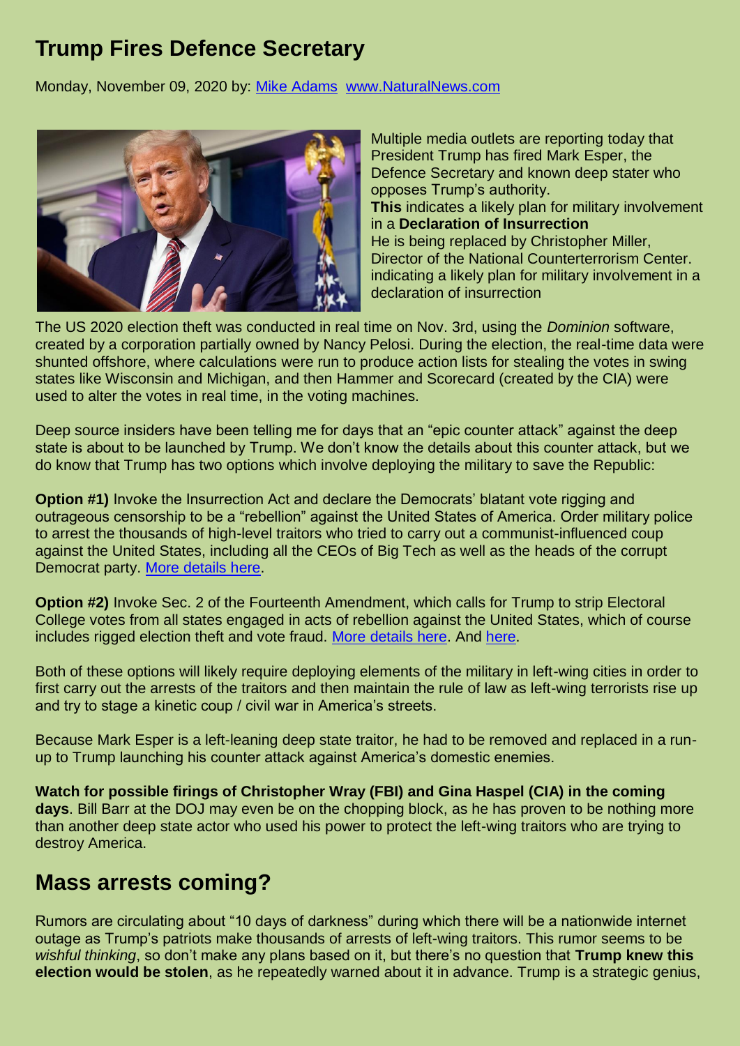# Trump Fires Defence Secretary

Monday, November 09, 2020 by: [Mike Adams](#) [www.NaturalNews.com](#)

Multiple media outlets are reporting today that President Trump has fired Mark Esper, the Defence Secretary and known deep stater who opposes Trump's authority.
**This** indicates a likely plan for military involvement in a **Declaration of Insurrection**
He is being replaced by Christopher Miller, Director of the National Counterterrorism Center. indicating a likely plan for military involvement in a declaration of insurrection

The US 2020 election theft was conducted in real time on Nov. 3rd, using the *Dominion* software, created by a corporation partially owned by Nancy Pelosi. During the election, the real-time data were shunted offshore, where calculations were run to produce action lists for stealing the votes in swing states like Wisconsin and Michigan, and then Hammer and Scorecard (created by the CIA) were used to alter the votes in real time, in the voting machines.

Deep source insiders have been telling me for days that an "epic counter attack" against the deep state is about to be launched by Trump. We don't know the details about this counter attack, but we do know that Trump has two options which involve deploying the military to save the Republic:

**Option #1)** Invoke the Insurrection Act and declare the Democrats' blatant vote rigging and outrageous censorship to be a "rebellion" against the United States of America. Order military police to arrest the thousands of high-level traitors who tried to carry out a communist-influenced coup against the United States, including all the CEOs of Big Tech as well as the heads of the corrupt Democrat party. [More details here](#).

**Option #2)** Invoke Sec. 2 of the Fourteenth Amendment, which calls for Trump to strip Electoral College votes from all states engaged in acts of rebellion against the United States, which of course includes rigged election theft and vote fraud. [More details here](#). And [here](#).

Both of these options will likely require deploying elements of the military in left-wing cities in order to first carry out the arrests of the traitors and then maintain the rule of law as left-wing terrorists rise up and try to stage a kinetic coup / civil war in America's streets.

Because Mark Esper is a left-leaning deep state traitor, he had to be removed and replaced in a run-up to Trump launching his counter attack against America's domestic enemies.

**Watch for possible firings of Christopher Wray (FBI) and Gina Haspel (CIA) in the coming days**. Bill Barr at the DOJ may even be on the chopping block, as he has proven to be nothing more than another deep state actor who used his power to protect the left-wing traitors who are trying to destroy America.

## Mass arrests coming?

Rumors are circulating about "10 days of darkness" during which there will be a nationwide internet outage as Trump's patriots make thousands of arrests of left-wing traitors. This rumor seems to be *wishful thinking*, so don't make any plans based on it, but there's no question that **Trump knew this election would be stolen**, as he repeatedly warned about it in advance. Trump is a strategic genius,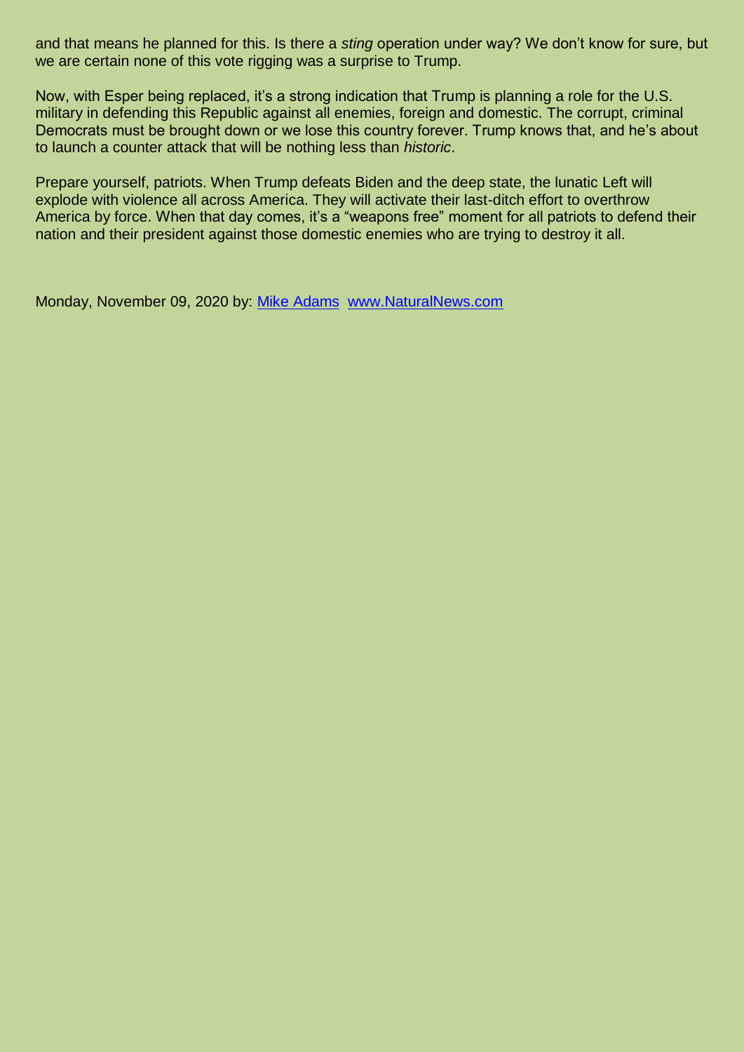and that means he planned for this. Is there a *sting* operation under way? We don't know for sure, but we are certain none of this vote rigging was a surprise to Trump.

Now, with Esper being replaced, it's a strong indication that Trump is planning a role for the U.S. military in defending this Republic against all enemies, foreign and domestic. The corrupt, criminal Democrats must be brought down or we lose this country forever. Trump knows that, and he's about to launch a counter attack that will be nothing less than *historic*.

Prepare yourself, patriots. When Trump defeats Biden and the deep state, the lunatic Left will explode with violence all across America. They will activate their last-ditch effort to overthrow America by force. When that day comes, it's a "weapons free" moment for all patriots to defend their nation and their president against those domestic enemies who are trying to destroy it all.

Monday, November 09, 2020 by: [Mike Adams](Mike Adams) [www.NaturalNews.com](www.NaturalNews.com)